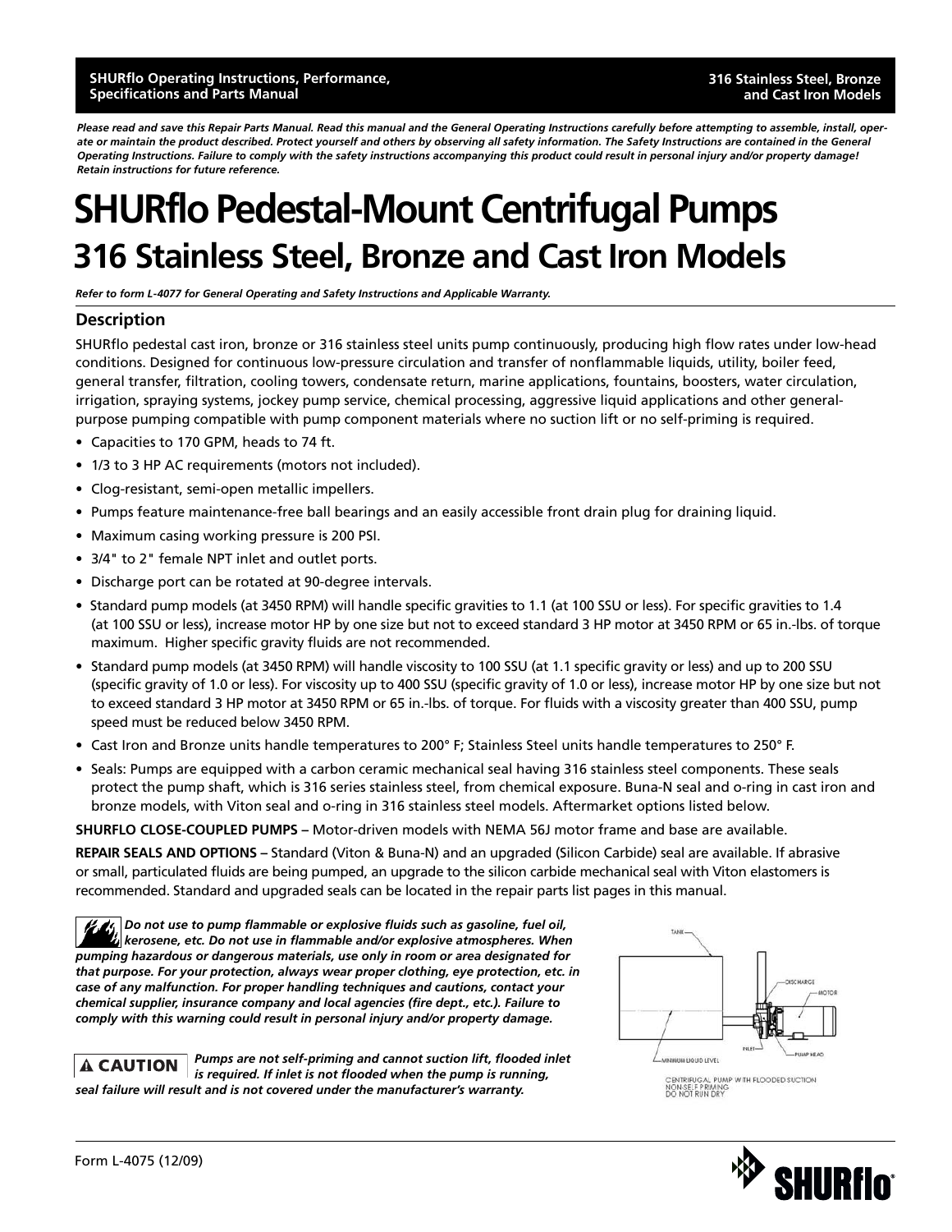**SHURflo Operating Instructions, Performance, Specifications and Parts Manual**

**316 Stainless Steel, Bronze and Cast Iron Models**

***Please read and save this Repair Parts Manual. Read this manual and the General Operating Instructions carefully before attempting to assemble, install, operate or maintain the product described. Protect yourself and others by observing all safety information. The Safety Instructions are contained in the General Operating Instructions. Failure to comply with the safety instructions accompanying this product could result in personal injury and/or property damage! Retain instructions for future reference.***

# SHURflo Pedestal-Mount Centrifugal Pumps

## 316 Stainless Steel, Bronze and Cast Iron Models

***Refer to form L-4077 for General Operating and Safety Instructions and Applicable Warranty.***

### Description

SHURflo pedestal cast iron, bronze or 316 stainless steel units pump continuously, producing high flow rates under low-head conditions. Designed for continuous low-pressure circulation and transfer of nonflammable liquids, utility, boiler feed, general transfer, filtration, cooling towers, condensate return, marine applications, fountains, boosters, water circulation, irrigation, spraying systems, jockey pump service, chemical processing, aggressive liquid applications and other general-purpose pumping compatible with pump component materials where no suction lift or no self-priming is required.

- Capacities to 170 GPM, heads to 74 ft.
- 1/3 to 3 HP AC requirements (motors not included).
- Clog-resistant, semi-open metallic impellers.
- Pumps feature maintenance-free ball bearings and an easily accessible front drain plug for draining liquid.
- Maximum casing working pressure is 200 PSI.
- 3/4" to 2" female NPT inlet and outlet ports.
- Discharge port can be rotated at 90-degree intervals.
- Standard pump models (at 3450 RPM) will handle specific gravities to 1.1 (at 100 SSU or less). For specific gravities to 1.4 (at 100 SSU or less), increase motor HP by one size but not to exceed standard 3 HP motor at 3450 RPM or 65 in.-lbs. of torque maximum. Higher specific gravity fluids are not recommended.
- Standard pump models (at 3450 RPM) will handle viscosity to 100 SSU (at 1.1 specific gravity or less) and up to 200 SSU (specific gravity of 1.0 or less). For viscosity up to 400 SSU (specific gravity of 1.0 or less), increase motor HP by one size but not to exceed standard 3 HP motor at 3450 RPM or 65 in.-lbs. of torque. For fluids with a viscosity greater than 400 SSU, pump speed must be reduced below 3450 RPM.
- Cast Iron and Bronze units handle temperatures to 200° F; Stainless Steel units handle temperatures to 250° F.
- Seals: Pumps are equipped with a carbon ceramic mechanical seal having 316 stainless steel components. These seals protect the pump shaft, which is 316 series stainless steel, from chemical exposure. Buna-N seal and o-ring in cast iron and bronze models, with Viton seal and o-ring in 316 stainless steel models. Aftermarket options listed below.

**SHURFLO CLOSE-COUPLED PUMPS –** Motor-driven models with NEMA 56J motor frame and base are available.

**REPAIR SEALS AND OPTIONS –** Standard (Viton & Buna-N) and an upgraded (Silicon Carbide) seal are available. If abrasive or small, particulated fluids are being pumped, an upgrade to the silicon carbide mechanical seal with Viton elastomers is recommended. Standard and upgraded seals can be located in the repair parts list pages in this manual.

***Do not use to pump flammable or explosive fluids such as gasoline, fuel oil, kerosene, etc. Do not use in flammable and/or explosive atmospheres. When pumping hazardous or dangerous materials, use only in room or area designated for that purpose. For your protection, always wear proper clothing, eye protection, etc. in case of any malfunction. For proper handling techniques and cautions, contact your chemical supplier, insurance company and local agencies (fire dept., etc.). Failure to comply with this warning could result in personal injury and/or property damage.***

**⚠ CAUTION** ***Pumps are not self-priming and cannot suction lift, flooded inlet is required. If inlet is not flooded when the pump is running, seal failure will result and is not covered under the manufacturer's warranty.***

TANK, DISCHARGE, MOTOR, INLET, PUMP HEAD, MINIMUM LIQUID LEVEL

CENTRIFUGAL PUMP WITH FLOODED SUCTION
NON-SELF PRIMING
DO NOT RUN DRY

Form L-4075 (12/09)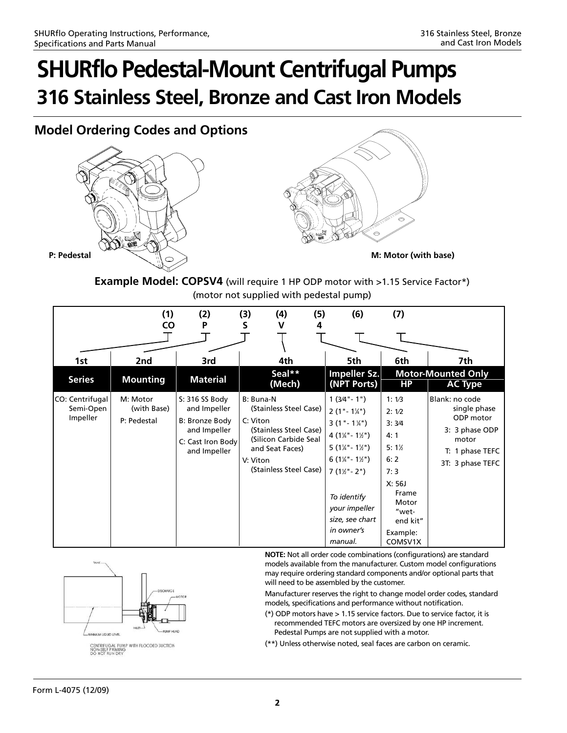# SHURflo Pedestal-Mount Centrifugal Pumps

## 316 Stainless Steel, Bronze and Cast Iron Models

### Model Ordering Codes and Options

P: Pedestal

M: Motor (with base)

**Example Model: COPSV4** (will require 1 HP ODP motor with >1.15 Service Factor*)
(motor not supplied with pedestal pump)

| (1) CO | (2) P | (3) S | (4) V | (5) 4 | (6) | (7) |
|---|---|---|---|---|---|---|
| **1st** | **2nd** | **3rd** | **4th** | **5th** | **6th** | **7th** |
| **Series** | **Mounting** | **Material** | **Seal** (Mech)** | **Impeller Sz. (NPT Ports)** | **Motor-Mounted Only HP** | **Motor-Mounted Only AC Type** |
| CO: Centrifugal Semi-Open Impeller | M: Motor (with Base)<br>P: Pedestal | S: 316 SS Body and Impeller<br>B: Bronze Body and Impeller<br>C: Cast Iron Body and Impeller | B: Buna-N (Stainless Steel Case)<br>C: Viton (Stainless Steel Case) (Silicon Carbide Seal and Seat Faces)<br>V: Viton (Stainless Steel Case) | 1 (¾"- 1")<br>2 (1"- 1¼")<br>3 (1"- 1¼")<br>4 (1¼"- 1½")<br>5 (1¼"- 1½")<br>6 (1¼"- 1½")<br>7 (1½"- 2")<br>*To identify your impeller size, see chart in owner's manual.* | 1: 1⁄3<br>2: 1⁄2<br>3: 3⁄4<br>4: 1<br>5: 1½<br>6: 2<br>7: 3<br>X: 56J Frame Motor "wet-end kit"<br>Example: COMSV1X | Blank: no code single phase ODP motor<br>3: 3 phase ODP motor<br>T: 1 phase TEFC<br>3T: 3 phase TEFC |

TANK — DISCHARGE — MOTOR — INLET — PUMP HEAD — MINIMUM LIQUID LEVEL

CENTRIFUGAL PUMP WITH FLOODED SUCTION
NON-SELF PRIMING
DO NOT RUN DRY

**NOTE:** Not all order code combinations (configurations) are standard models available from the manufacturer. Custom model configurations may require ordering standard components and/or optional parts that will need to be assembled by the customer.

Manufacturer reserves the right to change model order codes, standard models, specifications and performance without notification.

(*) ODP motors have > 1.15 service factors. Due to service factor, it is recommended TEFC motors are oversized by one HP increment. Pedestal Pumps are not supplied with a motor.

(**) Unless otherwise noted, seal faces are carbon on ceramic.

Form L-4075 (12/09)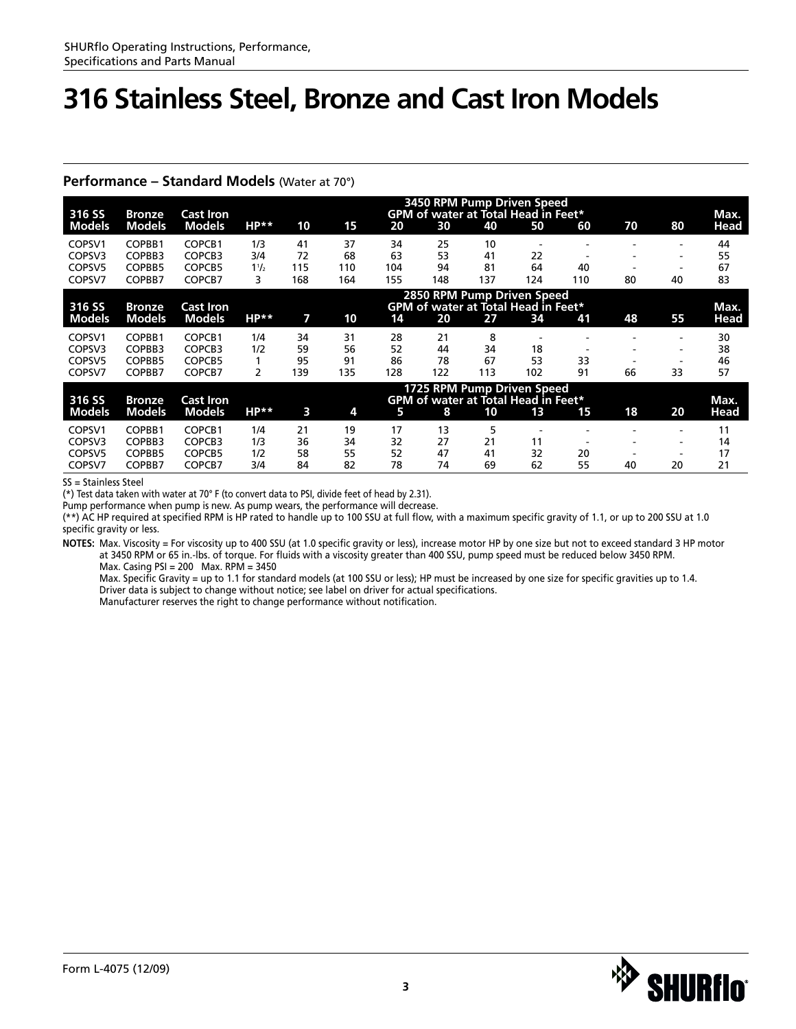# 316 Stainless Steel, Bronze and Cast Iron Models

## Performance – Standard Models (Water at 70°)

| 316 SS Models | Bronze Models | Cast Iron Models | HP** | 3450 RPM Pump Driven Speed GPM of water at Total Head in Feet* | | | | | | | | | Max. Head |
|---|---|---|---|---|---|---|---|---|---|---|---|---|---|
| | | | | 10 | 15 | 20 | 30 | 40 | 50 | 60 | 70 | 80 | |
| COPSV1 | COPBB1 | COPCB1 | 1/3 | 41 | 37 | 34 | 25 | 10 | - | - | - | - | 44 |
| COPSV3 | COPBB3 | COPCB3 | 3/4 | 72 | 68 | 63 | 53 | 41 | 22 | - | - | - | 55 |
| COPSV5 | COPBB5 | COPCB5 | 1 1/2 | 115 | 110 | 104 | 94 | 81 | 64 | 40 | - | - | 67 |
| COPSV7 | COPBB7 | COPCB7 | 3 | 168 | 164 | 155 | 148 | 137 | 124 | 110 | 80 | 40 | 83 |

| 316 SS Models | Bronze Models | Cast Iron Models | HP** | 2850 RPM Pump Driven Speed GPM of water at Total Head in Feet* | | | | | | | | | Max. Head |
|---|---|---|---|---|---|---|---|---|---|---|---|---|---|
| | | | | 7 | 10 | 14 | 20 | 27 | 34 | 41 | 48 | 55 | |
| COPSV1 | COPBB1 | COPCB1 | 1/4 | 34 | 31 | 28 | 21 | 8 | - | - | - | - | 30 |
| COPSV3 | COPBB3 | COPCB3 | 1/2 | 59 | 56 | 52 | 44 | 34 | 18 | - | - | - | 38 |
| COPSV5 | COPBB5 | COPCB5 | 1 | 95 | 91 | 86 | 78 | 67 | 53 | 33 | - | - | 46 |
| COPSV7 | COPBB7 | COPCB7 | 2 | 139 | 135 | 128 | 122 | 113 | 102 | 91 | 66 | 33 | 57 |

| 316 SS Models | Bronze Models | Cast Iron Models | HP** | 1725 RPM Pump Driven Speed GPM of water at Total Head in Feet* | | | | | | | | | Max. Head |
|---|---|---|---|---|---|---|---|---|---|---|---|---|---|
| | | | | 3 | 4 | 5 | 8 | 10 | 13 | 15 | 18 | 20 | |
| COPSV1 | COPBB1 | COPCB1 | 1/4 | 21 | 19 | 17 | 13 | 5 | - | - | - | - | 11 |
| COPSV3 | COPBB3 | COPCB3 | 1/3 | 36 | 34 | 32 | 27 | 21 | 11 | - | - | - | 14 |
| COPSV5 | COPBB5 | COPCB5 | 1/2 | 58 | 55 | 52 | 47 | 41 | 32 | 20 | - | - | 17 |
| COPSV7 | COPBB7 | COPCB7 | 3/4 | 84 | 82 | 78 | 74 | 69 | 62 | 55 | 40 | 20 | 21 |

SS = Stainless Steel

(*) Test data taken with water at 70° F (to convert data to PSI, divide feet of head by 2.31).

Pump performance when pump is new. As pump wears, the performance will decrease.

(**) AC HP required at specified RPM is HP rated to handle up to 100 SSU at full flow, with a maximum specific gravity of 1.1, or up to 200 SSU at 1.0 specific gravity or less.

**NOTES:** Max. Viscosity = For viscosity up to 400 SSU (at 1.0 specific gravity or less), increase motor HP by one size but not to exceed standard 3 HP motor at 3450 RPM or 65 in.-lbs. of torque. For fluids with a viscosity greater than 400 SSU, pump speed must be reduced below 3450 RPM.

Max. Casing PSI = 200 Max. RPM = 3450

Max. Specific Gravity = up to 1.1 for standard models (at 100 SSU or less); HP must be increased by one size for specific gravities up to 1.4.

Driver data is subject to change without notice; see label on driver for actual specifications.

Manufacturer reserves the right to change performance without notification.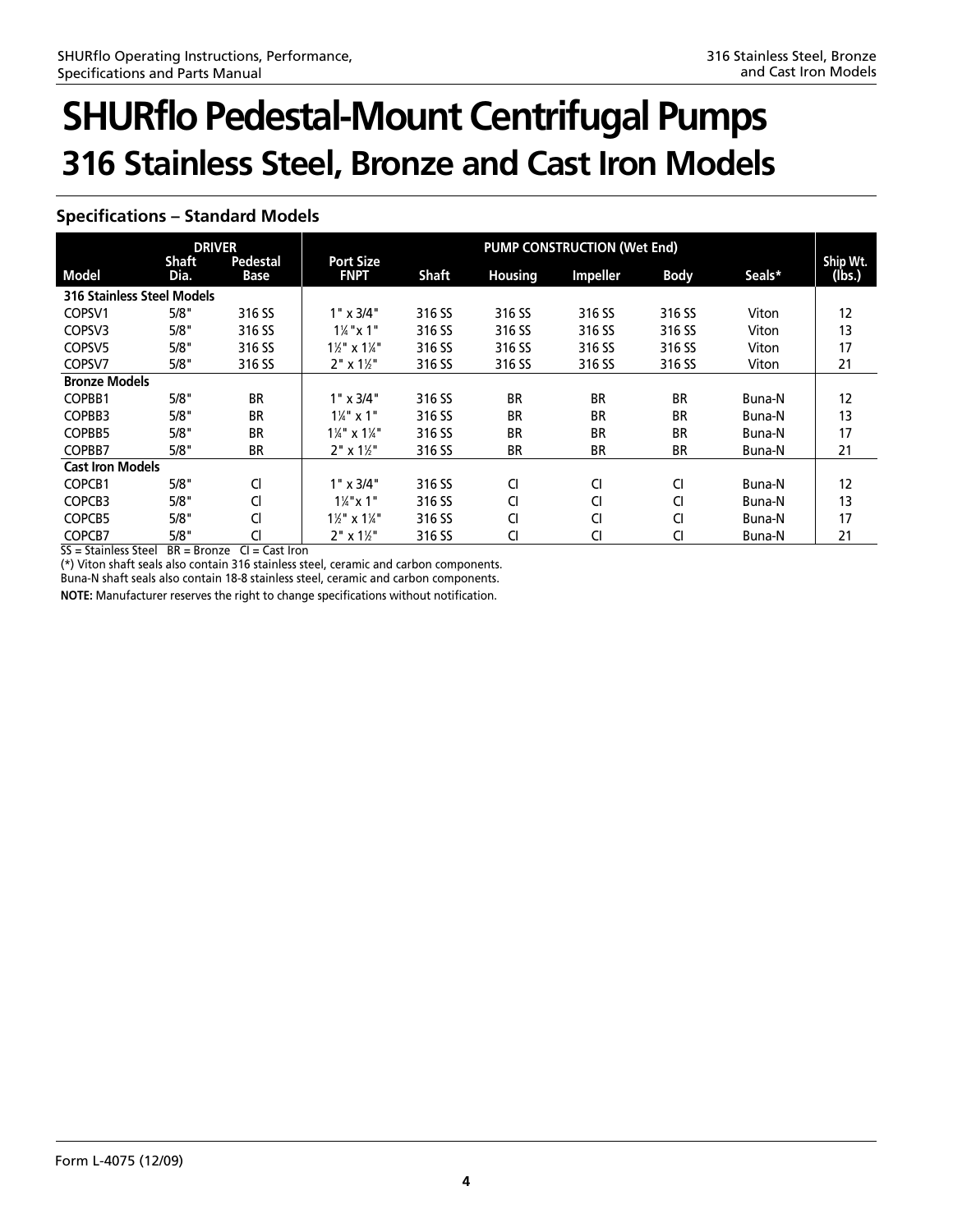# SHURflo Pedestal-Mount Centrifugal Pumps

## 316 Stainless Steel, Bronze and Cast Iron Models

### Specifications – Standard Models

| | DRIVER | | PUMP CONSTRUCTION (Wet End) | | | | | | |
|---|---|---|---|---|---|---|---|---|---|
| Model | Shaft Dia. | Pedestal Base | Port Size FNPT | Shaft | Housing | Impeller | Body | Seals* | Ship Wt. (lbs.) |
| **316 Stainless Steel Models** | | | | | | | | | |
| COPSV1 | 5/8" | 316 SS | 1" x 3/4" | 316 SS | 316 SS | 316 SS | 316 SS | Viton | 12 |
| COPSV3 | 5/8" | 316 SS | 1¼"x 1" | 316 SS | 316 SS | 316 SS | 316 SS | Viton | 13 |
| COPSV5 | 5/8" | 316 SS | 1½" x 1¼" | 316 SS | 316 SS | 316 SS | 316 SS | Viton | 17 |
| COPSV7 | 5/8" | 316 SS | 2" x 1½" | 316 SS | 316 SS | 316 SS | 316 SS | Viton | 21 |
| **Bronze Models** | | | | | | | | | |
| COPBB1 | 5/8" | BR | 1" x 3/4" | 316 SS | BR | BR | BR | Buna-N | 12 |
| COPBB3 | 5/8" | BR | 1¼" x 1" | 316 SS | BR | BR | BR | Buna-N | 13 |
| COPBB5 | 5/8" | BR | 1¼" x 1¼" | 316 SS | BR | BR | BR | Buna-N | 17 |
| COPBB7 | 5/8" | BR | 2" x 1½" | 316 SS | BR | BR | BR | Buna-N | 21 |
| **Cast Iron Models** | | | | | | | | | |
| COPCB1 | 5/8" | CI | 1" x 3/4" | 316 SS | CI | CI | CI | Buna-N | 12 |
| COPCB3 | 5/8" | CI | 1¼"x 1" | 316 SS | CI | CI | CI | Buna-N | 13 |
| COPCB5 | 5/8" | CI | 1½" x 1¼" | 316 SS | CI | CI | CI | Buna-N | 17 |
| COPCB7 | 5/8" | CI | 2" x 1½" | 316 SS | CI | CI | CI | Buna-N | 21 |

SS = Stainless Steel BR = Bronze CI = Cast Iron

(*) Viton shaft seals also contain 316 stainless steel, ceramic and carbon components.
Buna-N shaft seals also contain 18-8 stainless steel, ceramic and carbon components.

**NOTE:** Manufacturer reserves the right to change specifications without notification.

Form L-4075 (12/09)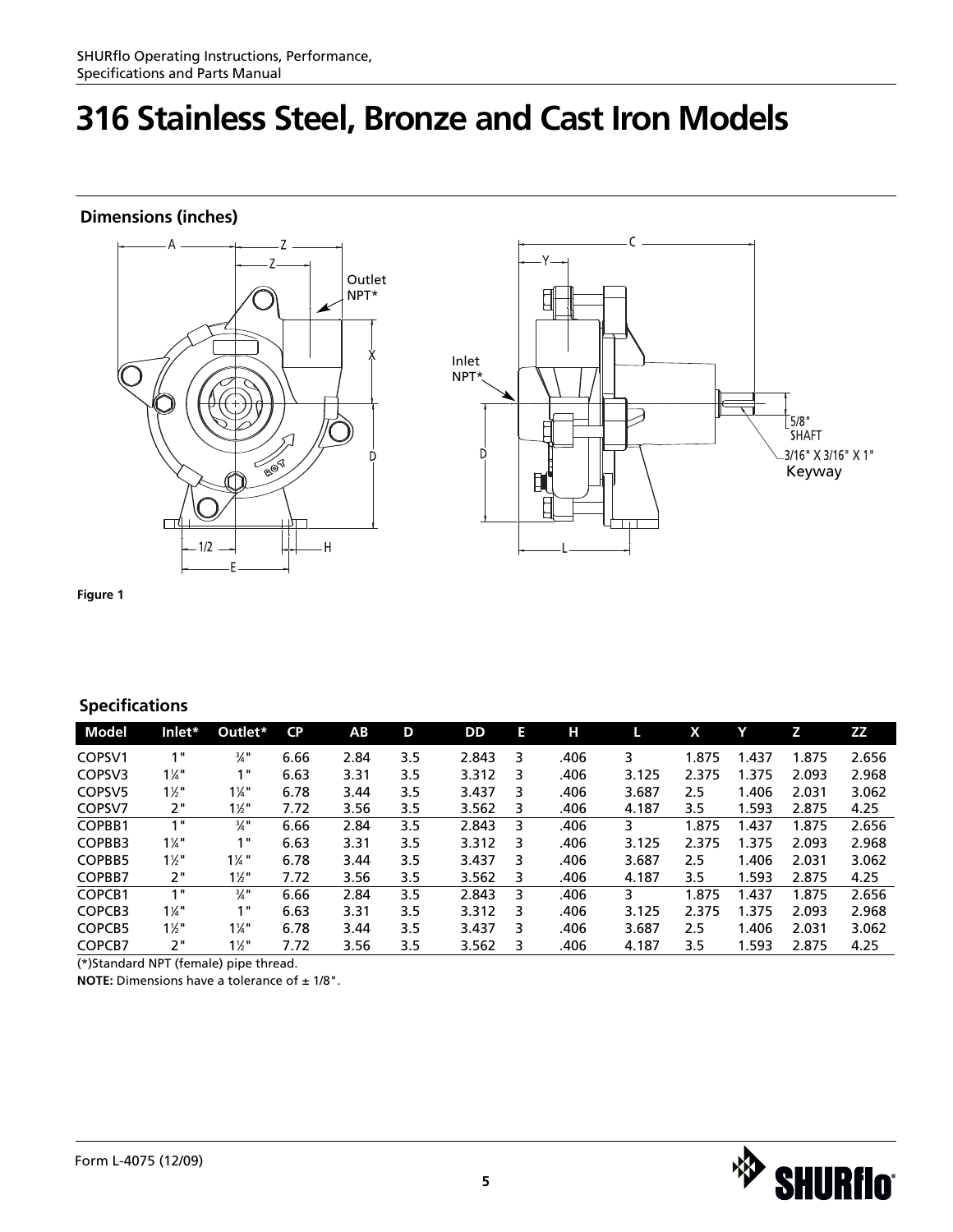# 316 Stainless Steel, Bronze and Cast Iron Models

## Dimensions (inches)

Figure 1

## Specifications

| Model | Inlet* | Outlet* | CP | AB | D | DD | E | H | L | X | Y | Z | ZZ |
|---|---|---|---|---|---|---|---|---|---|---|---|---|---|
| COPSV1 | 1" | ¾" | 6.66 | 2.84 | 3.5 | 2.843 | 3 | .406 | 3 | 1.875 | 1.437 | 1.875 | 2.656 |
| COPSV3 | 1¼" | 1" | 6.63 | 3.31 | 3.5 | 3.312 | 3 | .406 | 3.125 | 2.375 | 1.375 | 2.093 | 2.968 |
| COPSV5 | 1½" | 1¼" | 6.78 | 3.44 | 3.5 | 3.437 | 3 | .406 | 3.687 | 2.5 | 1.406 | 2.031 | 3.062 |
| COPSV7 | 2" | 1½" | 7.72 | 3.56 | 3.5 | 3.562 | 3 | .406 | 4.187 | 3.5 | 1.593 | 2.875 | 4.25 |
| COPBB1 | 1" | ¾" | 6.66 | 2.84 | 3.5 | 2.843 | 3 | .406 | 3 | 1.875 | 1.437 | 1.875 | 2.656 |
| COPBB3 | 1¼" | 1" | 6.63 | 3.31 | 3.5 | 3.312 | 3 | .406 | 3.125 | 2.375 | 1.375 | 2.093 | 2.968 |
| COPBB5 | 1½" | 1¼" | 6.78 | 3.44 | 3.5 | 3.437 | 3 | .406 | 3.687 | 2.5 | 1.406 | 2.031 | 3.062 |
| COPBB7 | 2" | 1½" | 7.72 | 3.56 | 3.5 | 3.562 | 3 | .406 | 4.187 | 3.5 | 1.593 | 2.875 | 4.25 |
| COPCB1 | 1" | ¾" | 6.66 | 2.84 | 3.5 | 2.843 | 3 | .406 | 3 | 1.875 | 1.437 | 1.875 | 2.656 |
| COPCB3 | 1¼" | 1" | 6.63 | 3.31 | 3.5 | 3.312 | 3 | .406 | 3.125 | 2.375 | 1.375 | 2.093 | 2.968 |
| COPCB5 | 1½" | 1¼" | 6.78 | 3.44 | 3.5 | 3.437 | 3 | .406 | 3.687 | 2.5 | 1.406 | 2.031 | 3.062 |
| COPCB7 | 2" | 1½" | 7.72 | 3.56 | 3.5 | 3.562 | 3 | .406 | 4.187 | 3.5 | 1.593 | 2.875 | 4.25 |

(*)Standard NPT (female) pipe thread.

**NOTE:** Dimensions have a tolerance of ± 1/8".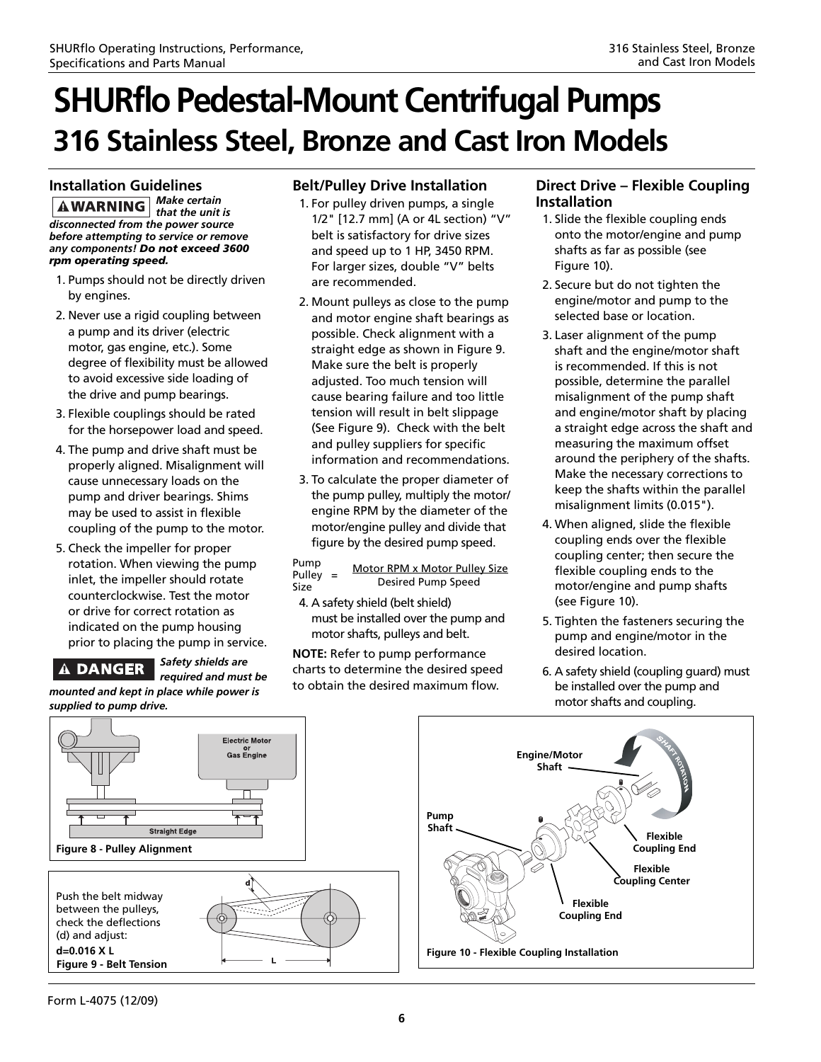# SHURflo Pedestal-Mount Centrifugal Pumps

## 316 Stainless Steel, Bronze and Cast Iron Models

### Installation Guidelines

**⚠WARNING** ***Make certain that the unit is disconnected from the power source before attempting to service or remove any components! Do not exceed 3600 rpm operating speed.***

1. Pumps should not be directly driven by engines.
2. Never use a rigid coupling between a pump and its driver (electric motor, gas engine, etc.). Some degree of flexibility must be allowed to avoid excessive side loading of the drive and pump bearings.
3. Flexible couplings should be rated for the horsepower load and speed.
4. The pump and drive shaft must be properly aligned. Misalignment will cause unnecessary loads on the pump and driver bearings. Shims may be used to assist in flexible coupling of the pump to the motor.
5. Check the impeller for proper rotation. When viewing the pump inlet, the impeller should rotate counterclockwise. Test the motor or drive for correct rotation as indicated on the pump housing prior to placing the pump in service.

**⚠ DANGER** ***Safety shields are required and must be mounted and kept in place while power is supplied to pump drive.***

### Belt/Pulley Drive Installation

1. For pulley driven pumps, a single 1/2" [12.7 mm] (A or 4L section) "V" belt is satisfactory for drive sizes and speed up to 1 HP, 3450 RPM. For larger sizes, double "V" belts are recommended.
2. Mount pulleys as close to the pump and motor engine shaft bearings as possible. Check alignment with a straight edge as shown in Figure 9. Make sure the belt is properly adjusted. Too much tension will cause bearing failure and too little tension will result in belt slippage (See Figure 9). Check with the belt and pulley suppliers for specific information and recommendations.
3. To calculate the proper diameter of the pump pulley, multiply the motor/engine RPM by the diameter of the motor/engine pulley and divide that figure by the desired pump speed.

$$\text{Pump Pulley Size} = \frac{\text{Motor RPM} \times \text{Motor Pulley Size}}{\text{Desired Pump Speed}}$$

4. A safety shield (belt shield) must be installed over the pump and motor shafts, pulleys and belt.

**NOTE:** Refer to pump performance charts to determine the desired speed to obtain the desired maximum flow.

### Direct Drive – Flexible Coupling Installation

1. Slide the flexible coupling ends onto the motor/engine and pump shafts as far as possible (see Figure 10).
2. Secure but do not tighten the engine/motor and pump to the selected base or location.
3. Laser alignment of the pump shaft and the engine/motor shaft is recommended. If this is not possible, determine the parallel misalignment of the pump shaft and engine/motor shaft by placing a straight edge across the shaft and measuring the maximum offset around the periphery of the shafts. Make the necessary corrections to keep the shafts within the parallel misalignment limits (0.015").
4. When aligned, slide the flexible coupling ends over the flexible coupling center; then secure the flexible coupling ends to the motor/engine and pump shafts (see Figure 10).
5. Tighten the fasteners securing the pump and engine/motor in the desired location.
6. A safety shield (coupling guard) must be installed over the pump and motor shafts and coupling.

Electric Motor or Gas Engine

Straight Edge

**Figure 8 - Pulley Alignment**

Push the belt midway between the pulleys, check the deflections (d) and adjust:

**d=0.016 X L**

**Figure 9 - Belt Tension**

Engine/Motor Shaft · Shaft Rotation · Pump Shaft · Flexible Coupling End · Flexible Coupling Center · Flexible Coupling End

**Figure 10 - Flexible Coupling Installation**

Form L-4075 (12/09)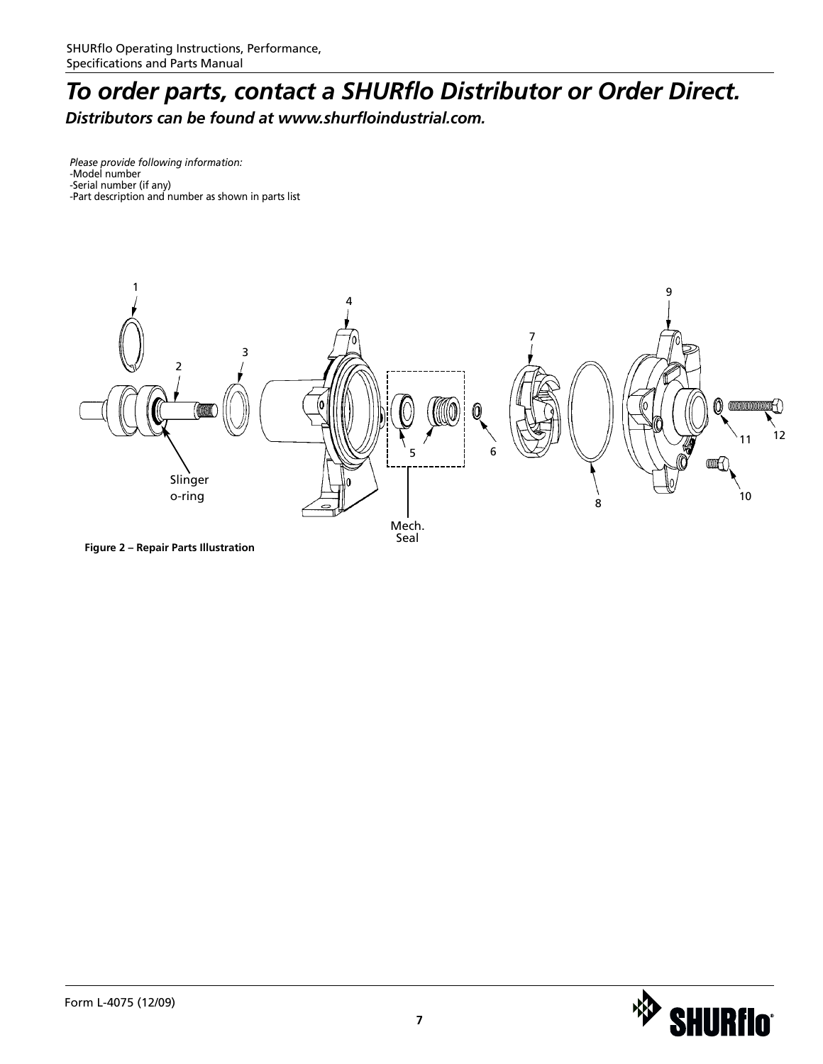# *To order parts, contact a SHURflo Distributor or Order Direct.*

***Distributors can be found at www.shurfloindustrial.com.***

*Please provide following information:*
- -Model number
- -Serial number (if any)
- -Part description and number as shown in parts list

**Figure 2 – Repair Parts Illustration**

Form L-4075 (12/09)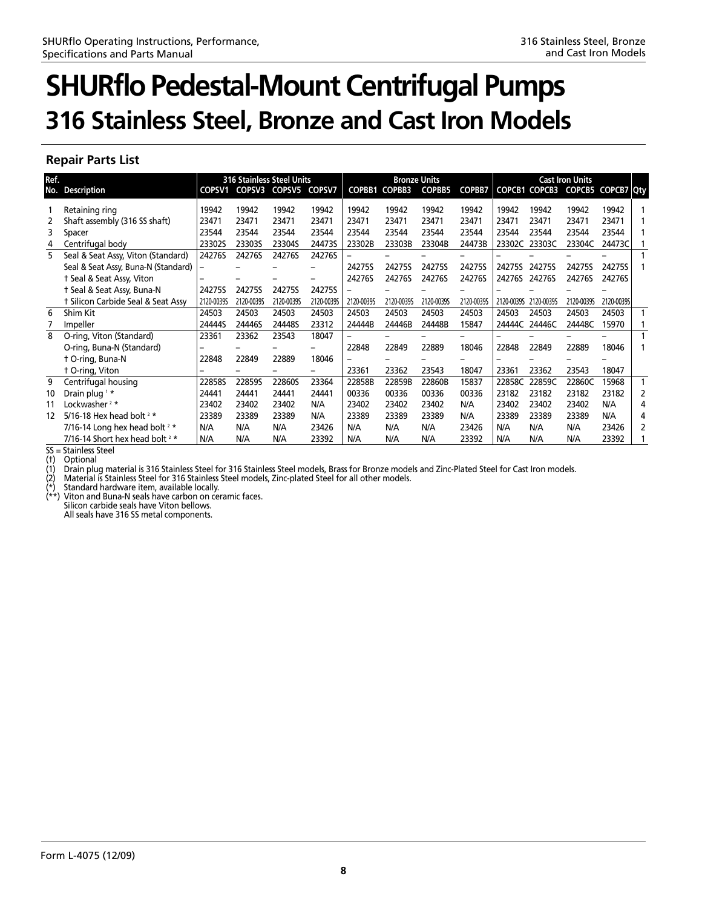# SHURflo Pedestal-Mount Centrifugal Pumps

## 316 Stainless Steel, Bronze and Cast Iron Models

### Repair Parts List

| Ref. No. | Description | 316 Stainless Steel Units COPSV1 | COPSV3 | COPSV5 | COPSV7 | Bronze Units COPBB1 | COPBB3 | COPBB5 | COPBB7 | Cast Iron Units COPCB1 | COPCB3 | COPCB5 | COPCB7 | Qty |
|---|---|---|---|---|---|---|---|---|---|---|---|---|---|---|
| 1 | Retaining ring | 19942 | 19942 | 19942 | 19942 | 19942 | 19942 | 19942 | 19942 | 19942 | 19942 | 19942 | 19942 | 1 |
| 2 | Shaft assembly (316 SS shaft) | 23471 | 23471 | 23471 | 23471 | 23471 | 23471 | 23471 | 23471 | 23471 | 23471 | 23471 | 23471 | 1 |
| 3 | Spacer | 23544 | 23544 | 23544 | 23544 | 23544 | 23544 | 23544 | 23544 | 23544 | 23544 | 23544 | 23544 | 1 |
| 4 | Centrifugal body | 23302S | 23303S | 23304S | 24473S | 23302B | 23303B | 23304B | 24473B | 23302C | 23303C | 23304C | 24473C | 1 |
| 5 | Seal & Seat Assy, Viton (Standard) | 24276S | 24276S | 24276S | 24276S | – | – | – | – | – | – | – | – | 1 |
| | Seal & Seat Assy, Buna-N (Standard) | – | – | – | – | 24275S | 24275S | 24275S | 24275S | 24275S | 24275S | 24275S | 24275S | 1 |
| | † Seal & Seat Assy, Viton | – | – | – | – | 24276S | 24276S | 24276S | 24276S | 24276S | 24276S | 24276S | 24276S | |
| | † Seal & Seat Assy, Buna-N | 24275S | 24275S | 24275S | 24275S | – | – | – | – | – | – | – | – | |
| | † Silicon Carbide Seal & Seat Assy | 2120-0039S | 2120-0039S | 2120-0039S | 2120-0039S | 2120-0039S | 2120-0039S | 2120-0039S | 2120-0039S | 2120-0039S | 2120-0039S | 2120-0039S | 2120-0039S | |
| 6 | Shim Kit | 24503 | 24503 | 24503 | 24503 | 24503 | 24503 | 24503 | 24503 | 24503 | 24503 | 24503 | 24503 | 1 |
| 7 | Impeller | 24444S | 24446S | 24448S | 23312 | 24444B | 24446B | 24448B | 15847 | 24444C | 24446C | 24448C | 15970 | 1 |
| 8 | O-ring, Viton (Standard) | 23361 | 23362 | 23543 | 18047 | – | – | – | – | – | – | – | – | 1 |
| | O-ring, Buna-N (Standard) | – | – | – | – | 22848 | 22849 | 22889 | 18046 | 22848 | 22849 | 22889 | 18046 | 1 |
| | † O-ring, Buna-N | 22848 | 22849 | 22889 | 18046 | – | – | – | – | – | – | – | – | |
| | † O-ring, Viton | – | – | – | – | 23361 | 23362 | 23543 | 18047 | 23361 | 23362 | 23543 | 18047 | |
| 9 | Centrifugal housing | 22858S | 22859S | 22860S | 23364 | 22858B | 22859B | 22860B | 15837 | 22858C | 22859C | 22860C | 15968 | 1 |
| 10 | Drain plug [1] * | 24441 | 24441 | 24441 | 24441 | 00336 | 00336 | 00336 | 00336 | 23182 | 23182 | 23182 | 23182 | 2 |
| 11 | Lockwasher [2] * | 23402 | 23402 | 23402 | N/A | 23402 | 23402 | 23402 | N/A | 23402 | 23402 | 23402 | N/A | 4 |
| 12 | 5/16-18 Hex head bolt [2] * | 23389 | 23389 | 23389 | N/A | 23389 | 23389 | 23389 | N/A | 23389 | 23389 | 23389 | N/A | 4 |
| | 7/16-14 Long hex head bolt [2] * | N/A | N/A | N/A | 23426 | N/A | N/A | N/A | 23426 | N/A | N/A | N/A | 23426 | 2 |
| | 7/16-14 Short hex head bolt [2] * | N/A | N/A | N/A | 23392 | N/A | N/A | N/A | 23392 | N/A | N/A | N/A | 23392 | 1 |

SS = Stainless Steel
(†) Optional
(1) Drain plug material is 316 Stainless Steel for 316 Stainless Steel models, Brass for Bronze models and Zinc-Plated Steel for Cast Iron models.
(2) Material is Stainless Steel for 316 Stainless Steel models, Zinc-plated Steel for all other models.
(*) Standard hardware item, available locally.
(**) Viton and Buna-N seals have carbon on ceramic faces.
Silicon carbide seals have Viton bellows.
All seals have 316 SS metal components.

Form L-4075 (12/09)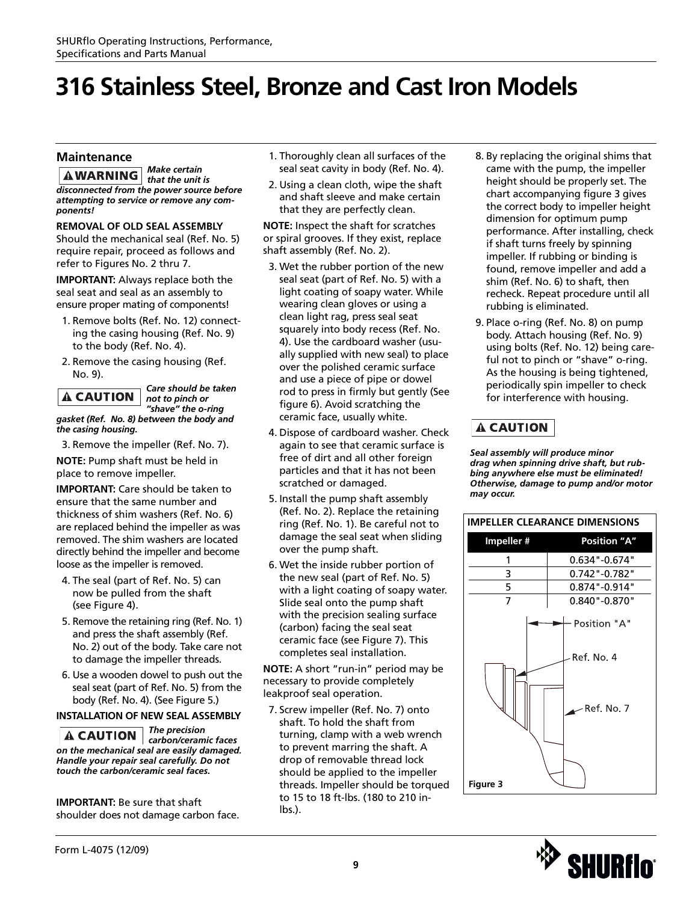# 316 Stainless Steel, Bronze and Cast Iron Models

## Maintenance

**⚠WARNING** ***Make certain that the unit is disconnected from the power source before attempting to service or remove any components!***

**REMOVAL OF OLD SEAL ASSEMBLY**
Should the mechanical seal (Ref. No. 5) require repair, proceed as follows and refer to Figures No. 2 thru 7.

**IMPORTANT:** Always replace both the seal seat and seal as an assembly to ensure proper mating of components!

1. Remove bolts (Ref. No. 12) connecting the casing housing (Ref. No. 9) to the body (Ref. No. 4).
2. Remove the casing housing (Ref. No. 9).

**⚠ CAUTION** ***Care should be taken not to pinch or "shave" the o-ring gasket (Ref. No. 8) between the body and the casing housing.***

3. Remove the impeller (Ref. No. 7).

**NOTE:** Pump shaft must be held in place to remove impeller.

**IMPORTANT:** Care should be taken to ensure that the same number and thickness of shim washers (Ref. No. 6) are replaced behind the impeller as was removed. The shim washers are located directly behind the impeller and become loose as the impeller is removed.

4. The seal (part of Ref. No. 5) can now be pulled from the shaft (see Figure 4).
5. Remove the retaining ring (Ref. No. 1) and press the shaft assembly (Ref. No. 2) out of the body. Take care not to damage the impeller threads.
6. Use a wooden dowel to push out the seal seat (part of Ref. No. 5) from the body (Ref. No. 4). (See Figure 5.)

**INSTALLATION OF NEW SEAL ASSEMBLY**

**⚠ CAUTION** ***The precision carbon/ceramic faces on the mechanical seal are easily damaged. Handle your repair seal carefully. Do not touch the carbon/ceramic seal faces.***

**IMPORTANT:** Be sure that shaft shoulder does not damage carbon face.

1. Thoroughly clean all surfaces of the seal seat cavity in body (Ref. No. 4).
2. Using a clean cloth, wipe the shaft and shaft sleeve and make certain that they are perfectly clean.

**NOTE:** Inspect the shaft for scratches or spiral grooves. If they exist, replace shaft assembly (Ref. No. 2).

3. Wet the rubber portion of the new seal seat (part of Ref. No. 5) with a light coating of soapy water. While wearing clean gloves or using a clean light rag, press seal seat squarely into body recess (Ref. No. 4). Use the cardboard washer (usually supplied with new seal) to place over the polished ceramic surface and use a piece of pipe or dowel rod to press in firmly but gently (See figure 6). Avoid scratching the ceramic face, usually white.
4. Dispose of cardboard washer. Check again to see that ceramic surface is free of dirt and all other foreign particles and that it has not been scratched or damaged.
5. Install the pump shaft assembly (Ref. No. 2). Replace the retaining ring (Ref. No. 1). Be careful not to damage the seal seat when sliding over the pump shaft.
6. Wet the inside rubber portion of the new seal (part of Ref. No. 5) with a light coating of soapy water. Slide seal onto the pump shaft with the precision sealing surface (carbon) facing the seal seat ceramic face (see Figure 7). This completes seal installation.

**NOTE:** A short "run-in" period may be necessary to provide completely leakproof seal operation.

7. Screw impeller (Ref. No. 7) onto shaft. To hold the shaft from turning, clamp with a web wrench to prevent marring the shaft. A drop of removable thread lock should be applied to the impeller threads. Impeller should be torqued to 15 to 18 ft-lbs. (180 to 210 in-lbs.).
8. By replacing the original shims that came with the pump, the impeller height should be properly set. The chart accompanying figure 3 gives the correct body to impeller height dimension for optimum pump performance. After installing, check if shaft turns freely by spinning impeller. If rubbing or binding is found, remove impeller and add a shim (Ref. No. 6) to shaft, then recheck. Repeat procedure until all rubbing is eliminated.
9. Place o-ring (Ref. No. 8) on pump body. Attach housing (Ref. No. 9) using bolts (Ref. No. 12) being careful not to pinch or "shave" o-ring. As the housing is being tightened, periodically spin impeller to check for interference with housing.

**⚠ CAUTION**

***Seal assembly will produce minor drag when spinning drive shaft, but rubbing anywhere else must be eliminated! Otherwise, damage to pump and/or motor may occur.***

**IMPELLER CLEARANCE DIMENSIONS**

| Impeller # | Position "A" |
|---|---|
| 1 | 0.634"-0.674" |
| 3 | 0.742"-0.782" |
| 5 | 0.874"-0.914" |
| 7 | 0.840"-0.870" |

Position "A"

Ref. No. 4

Ref. No. 7

Figure 3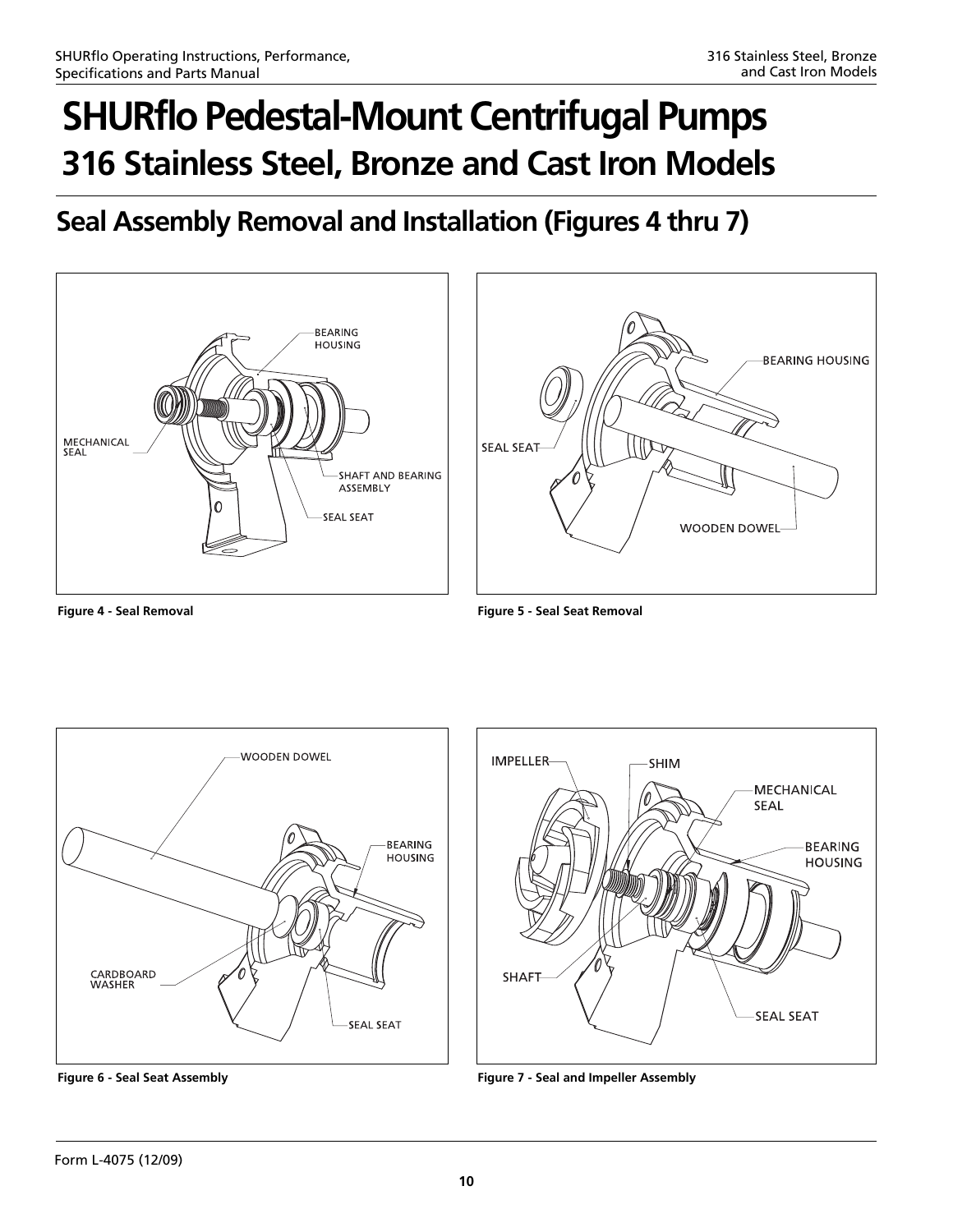# SHURflo Pedestal-Mount Centrifugal Pumps

## 316 Stainless Steel, Bronze and Cast Iron Models

## Seal Assembly Removal and Installation (Figures 4 thru 7)

BEARING HOUSING

MECHANICAL SEAL

SHAFT AND BEARING ASSEMBLY

SEAL SEAT

**Figure 4 - Seal Removal**

BEARING HOUSING

SEAL SEAT

WOODEN DOWEL

**Figure 5 - Seal Seat Removal**

WOODEN DOWEL

BEARING HOUSING

CARDBOARD WASHER

SEAL SEAT

**Figure 6 - Seal Seat Assembly**

IMPELLER

SHIM

MECHANICAL SEAL

BEARING HOUSING

SHAFT

SEAL SEAT

**Figure 7 - Seal and Impeller Assembly**

Form L-4075 (12/09)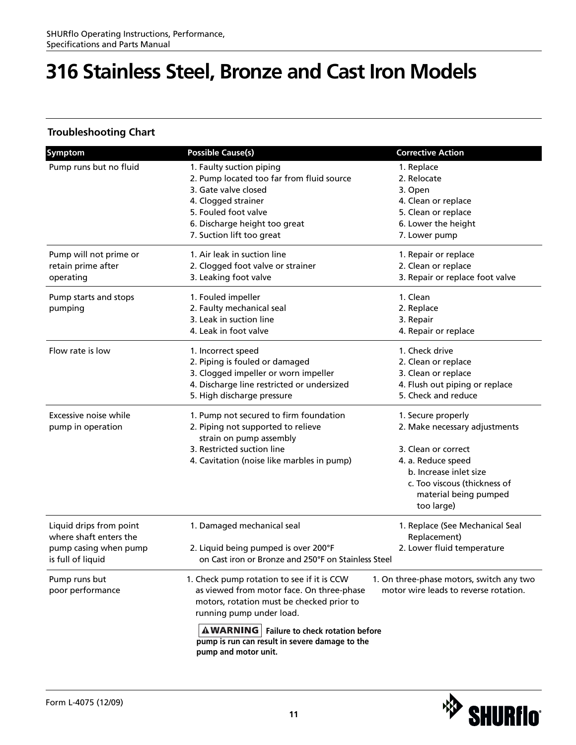# 316 Stainless Steel, Bronze and Cast Iron Models

## Troubleshooting Chart

| Symptom | Possible Cause(s) | Corrective Action |
|---|---|---|
| Pump runs but no fluid | 1. Faulty suction piping<br>2. Pump located too far from fluid source<br>3. Gate valve closed<br>4. Clogged strainer<br>5. Fouled foot valve<br>6. Discharge height too great<br>7. Suction lift too great | 1. Replace<br>2. Relocate<br>3. Open<br>4. Clean or replace<br>5. Clean or replace<br>6. Lower the height<br>7. Lower pump |
| Pump will not prime or retain prime after operating | 1. Air leak in suction line<br>2. Clogged foot valve or strainer<br>3. Leaking foot valve | 1. Repair or replace<br>2. Clean or replace<br>3. Repair or replace foot valve |
| Pump starts and stops pumping | 1. Fouled impeller<br>2. Faulty mechanical seal<br>3. Leak in suction line<br>4. Leak in foot valve | 1. Clean<br>2. Replace<br>3. Repair<br>4. Repair or replace |
| Flow rate is low | 1. Incorrect speed<br>2. Piping is fouled or damaged<br>3. Clogged impeller or worn impeller<br>4. Discharge line restricted or undersized<br>5. High discharge pressure | 1. Check drive<br>2. Clean or replace<br>3. Clean or replace<br>4. Flush out piping or replace<br>5. Check and reduce |
| Excessive noise while pump in operation | 1. Pump not secured to firm foundation<br>2. Piping not supported to relieve strain on pump assembly<br>3. Restricted suction line<br>4. Cavitation (noise like marbles in pump) | 1. Secure properly<br>2. Make necessary adjustments<br>3. Clean or correct<br>4. a. Reduce speed<br>b. Increase inlet size<br>c. Too viscous (thickness of material being pumped too large) |
| Liquid drips from point where shaft enters the pump casing when pump is full of liquid | 1. Damaged mechanical seal<br>2. Liquid being pumped is over 200°F on Cast iron or Bronze and 250°F on Stainless Steel | 1. Replace (See Mechanical Seal Replacement)<br>2. Lower fluid temperature |
| Pump runs but poor performance | 1. Check pump rotation to see if it is CCW as viewed from motor face. On three-phase motors, rotation must be checked prior to running pump under load.<br>**⚠WARNING Failure to check rotation before pump is run can result in severe damage to the pump and motor unit.** | 1. On three-phase motors, switch any two motor wire leads to reverse rotation. |

Form L-4075 (12/09)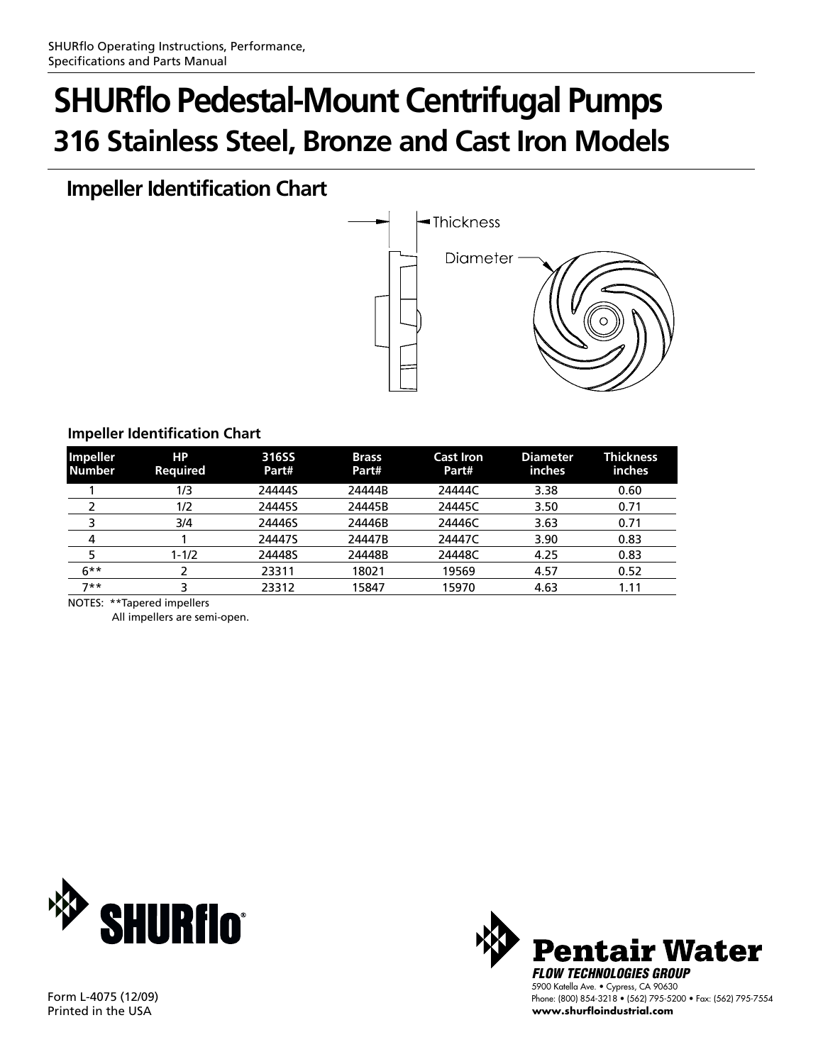# SHURflo Pedestal-Mount Centrifugal Pumps

## 316 Stainless Steel, Bronze and Cast Iron Models

## Impeller Identification Chart

Thickness

Diameter

### Impeller Identification Chart

| Impeller Number | HP Required | 316SS Part# | Brass Part# | Cast Iron Part# | Diameter inches | Thickness inches |
|---|---|---|---|---|---|---|
| 1 | 1/3 | 24444S | 24444B | 24444C | 3.38 | 0.60 |
| 2 | 1/2 | 24445S | 24445B | 24445C | 3.50 | 0.71 |
| 3 | 3/4 | 24446S | 24446B | 24446C | 3.63 | 0.71 |
| 4 | 1 | 24447S | 24447B | 24447C | 3.90 | 0.83 |
| 5 | 1-1/2 | 24448S | 24448B | 24448C | 4.25 | 0.83 |
| 6** | 2 | 23311 | 18021 | 19569 | 4.57 | 0.52 |
| 7** | 3 | 23312 | 15847 | 15970 | 4.63 | 1.11 |

NOTES: **Tapered impellers
All impellers are semi-open.

SHURflo®

Pentair Water
FLOW TECHNOLOGIES GROUP
5900 Katella Ave. • Cypress, CA 90630
Phone: (800) 854-3218 • (562) 795-5200 • Fax: (562) 795-7554
www.shurfloindustrial.com

Form L-4075 (12/09)
Printed in the USA